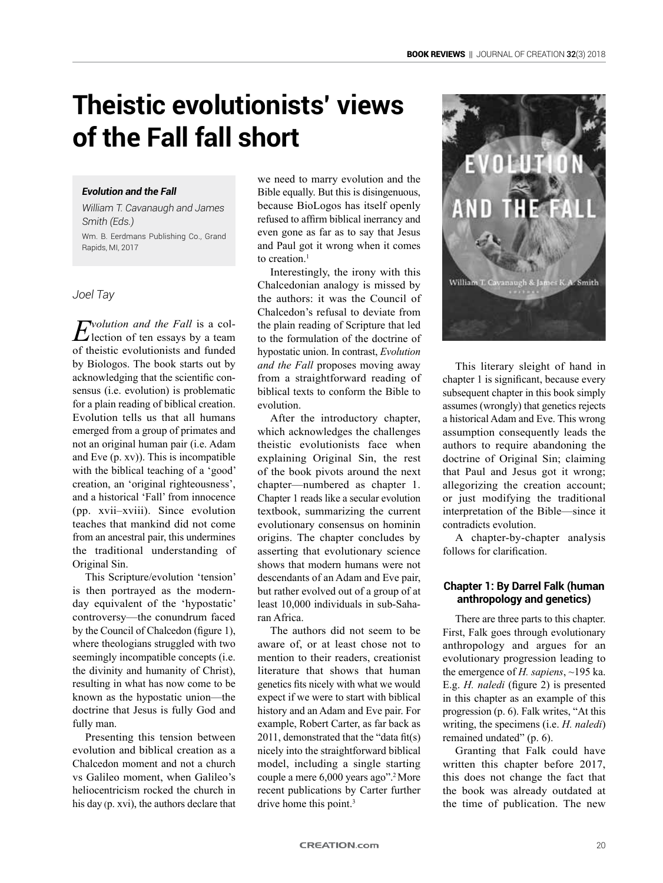# Theistic evolutionists' views of the Fall fall short

***Evolution and the Fall***

*William T. Cavanaugh and James Smith (Eds.)*

Wm. B. Eerdmans Publishing Co., Grand Rapids, MI, 2017

*Joel Tay*

*Evolution and the Fall* is a collection of ten essays by a team of theistic evolutionists and funded by Biologos. The book starts out by acknowledging that the scientific consensus (i.e. evolution) is problematic for a plain reading of biblical creation. Evolution tells us that all humans emerged from a group of primates and not an original human pair (i.e. Adam and Eve (p. xv)). This is incompatible with the biblical teaching of a 'good' creation, an 'original righteousness', and a historical 'Fall' from innocence (pp. xvii–xviii). Since evolution teaches that mankind did not come from an ancestral pair, this undermines the traditional understanding of Original Sin.

This Scripture/evolution 'tension' is then portrayed as the modern-day equivalent of the 'hypostatic' controversy—the conundrum faced by the Council of Chalcedon (figure 1), where theologians struggled with two seemingly incompatible concepts (i.e. the divinity and humanity of Christ), resulting in what has now come to be known as the hypostatic union—the doctrine that Jesus is fully God and fully man.

Presenting this tension between evolution and biblical creation as a Chalcedon moment and not a church vs Galileo moment, when Galileo's heliocentricism rocked the church in his day (p. xvi), the authors declare that we need to marry evolution and the Bible equally. But this is disingenuous, because BioLogos has itself openly refused to affirm biblical inerrancy and even gone as far as to say that Jesus and Paul got it wrong when it comes to creation.[1]

Interestingly, the irony with this Chalcedonian analogy is missed by the authors: it was the Council of Chalcedon's refusal to deviate from the plain reading of Scripture that led to the formulation of the doctrine of hypostatic union. In contrast, *Evolution and the Fall* proposes moving away from a straightforward reading of biblical texts to conform the Bible to evolution.

After the introductory chapter, which acknowledges the challenges theistic evolutionists face when explaining Original Sin, the rest of the book pivots around the next chapter—numbered as chapter 1. Chapter 1 reads like a secular evolution textbook, summarizing the current evolutionary consensus on hominin origins. The chapter concludes by asserting that evolutionary science shows that modern humans were not descendants of an Adam and Eve pair, but rather evolved out of a group of at least 10,000 individuals in sub-Saharan Africa.

The authors did not seem to be aware of, or at least chose not to mention to their readers, creationist literature that shows that human genetics fits nicely with what we would expect if we were to start with biblical history and an Adam and Eve pair. For example, Robert Carter, as far back as 2011, demonstrated that the "data fit(s) nicely into the straightforward biblical model, including a single starting couple a mere 6,000 years ago".[2] More recent publications by Carter further drive home this point.[3]

This literary sleight of hand in chapter 1 is significant, because every subsequent chapter in this book simply assumes (wrongly) that genetics rejects a historical Adam and Eve. This wrong assumption consequently leads the authors to require abandoning the doctrine of Original Sin; claiming that Paul and Jesus got it wrong; allegorizing the creation account; or just modifying the traditional interpretation of the Bible—since it contradicts evolution.

A chapter-by-chapter analysis follows for clarification.

## Chapter 1: By Darrel Falk (human anthropology and genetics)

There are three parts to this chapter. First, Falk goes through evolutionary anthropology and argues for an evolutionary progression leading to the emergence of *H. sapiens*, ~195 ka. E.g. *H. naledi* (figure 2) is presented in this chapter as an example of this progression (p. 6). Falk writes, "At this writing, the specimens (i.e. *H. naledi*) remained undated" (p. 6).

Granting that Falk could have written this chapter before 2017, this does not change the fact that the book was already outdated at the time of publication. The new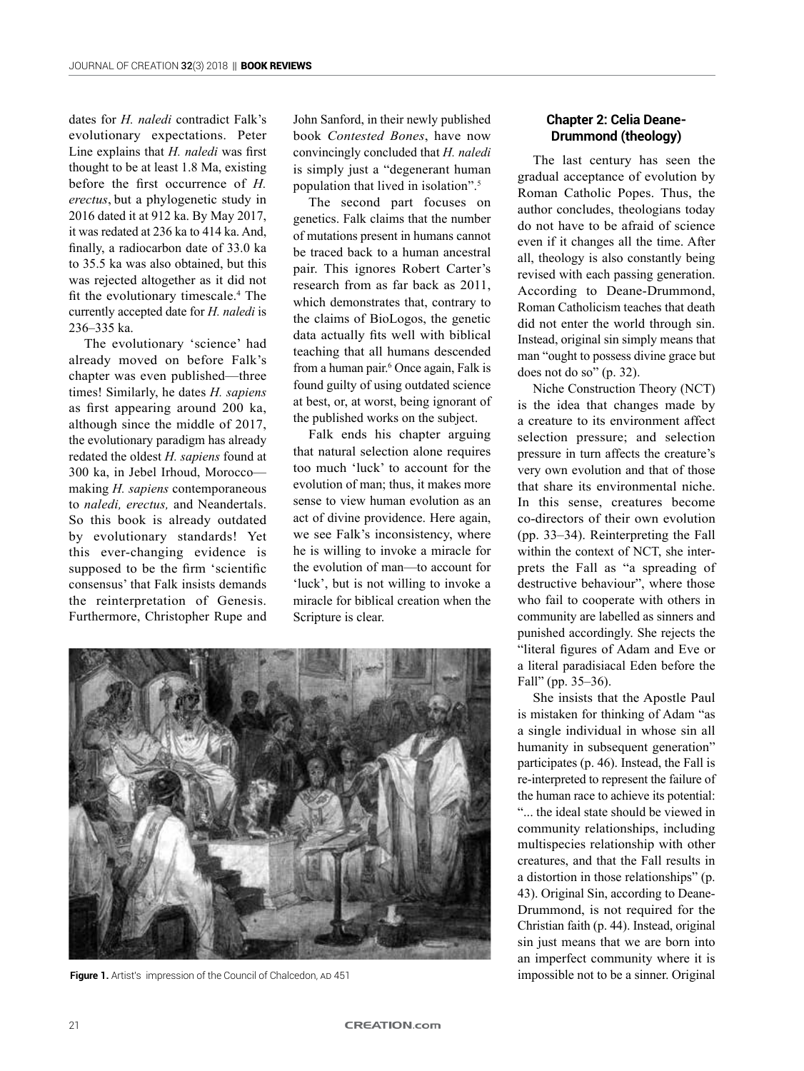dates for *H. naledi* contradict Falk's evolutionary expectations. Peter Line explains that *H. naledi* was first thought to be at least 1.8 Ma, existing before the first occurrence of *H. erectus*, but a phylogenetic study in 2016 dated it at 912 ka. By May 2017, it was redated at 236 ka to 414 ka. And, finally, a radiocarbon date of 33.0 ka to 35.5 ka was also obtained, but this was rejected altogether as it did not fit the evolutionary timescale.[4] The currently accepted date for *H. naledi* is 236–335 ka.

The evolutionary 'science' had already moved on before Falk's chapter was even published—three times! Similarly, he dates *H. sapiens* as first appearing around 200 ka, although since the middle of 2017, the evolutionary paradigm has already redated the oldest *H. sapiens* found at 300 ka, in Jebel Irhoud, Morocco—making *H. sapiens* contemporaneous to *naledi, erectus,* and Neandertals. So this book is already outdated by evolutionary standards! Yet this ever-changing evidence is supposed to be the firm 'scientific consensus' that Falk insists demands the reinterpretation of Genesis. Furthermore, Christopher Rupe and John Sanford, in their newly published book *Contested Bones*, have now convincingly concluded that *H. naledi* is simply just a "degenerant human population that lived in isolation".[5]

The second part focuses on genetics. Falk claims that the number of mutations present in humans cannot be traced back to a human ancestral pair. This ignores Robert Carter's research from as far back as 2011, which demonstrates that, contrary to the claims of BioLogos, the genetic data actually fits well with biblical teaching that all humans descended from a human pair.[6] Once again, Falk is found guilty of using outdated science at best, or, at worst, being ignorant of the published works on the subject.

Falk ends his chapter arguing that natural selection alone requires too much 'luck' to account for the evolution of man; thus, it makes more sense to view human evolution as an act of divine providence. Here again, we see Falk's inconsistency, where he is willing to invoke a miracle for the evolution of man—to account for 'luck', but is not willing to invoke a miracle for biblical creation when the Scripture is clear.

**Figure 1.** Artist's impression of the Council of Chalcedon, AD 451

### Chapter 2: Celia Deane-Drummond (theology)

The last century has seen the gradual acceptance of evolution by Roman Catholic Popes. Thus, the author concludes, theologians today do not have to be afraid of science even if it changes all the time. After all, theology is also constantly being revised with each passing generation. According to Deane-Drummond, Roman Catholicism teaches that death did not enter the world through sin. Instead, original sin simply means that man "ought to possess divine grace but does not do so" (p. 32).

Niche Construction Theory (NCT) is the idea that changes made by a creature to its environment affect selection pressure; and selection pressure in turn affects the creature's very own evolution and that of those that share its environmental niche. In this sense, creatures become co-directors of their own evolution (pp. 33–34). Reinterpreting the Fall within the context of NCT, she interprets the Fall as "a spreading of destructive behaviour", where those who fail to cooperate with others in community are labelled as sinners and punished accordingly. She rejects the "literal figures of Adam and Eve or a literal paradisiacal Eden before the Fall" (pp. 35–36).

She insists that the Apostle Paul is mistaken for thinking of Adam "as a single individual in whose sin all humanity in subsequent generation" participates (p. 46). Instead, the Fall is re-interpreted to represent the failure of the human race to achieve its potential: "... the ideal state should be viewed in community relationships, including multispecies relationship with other creatures, and that the Fall results in a distortion in those relationships" (p. 43). Original Sin, according to Deane-Drummond, is not required for the Christian faith (p. 44). Instead, original sin just means that we are born into an imperfect community where it is impossible not to be a sinner. Original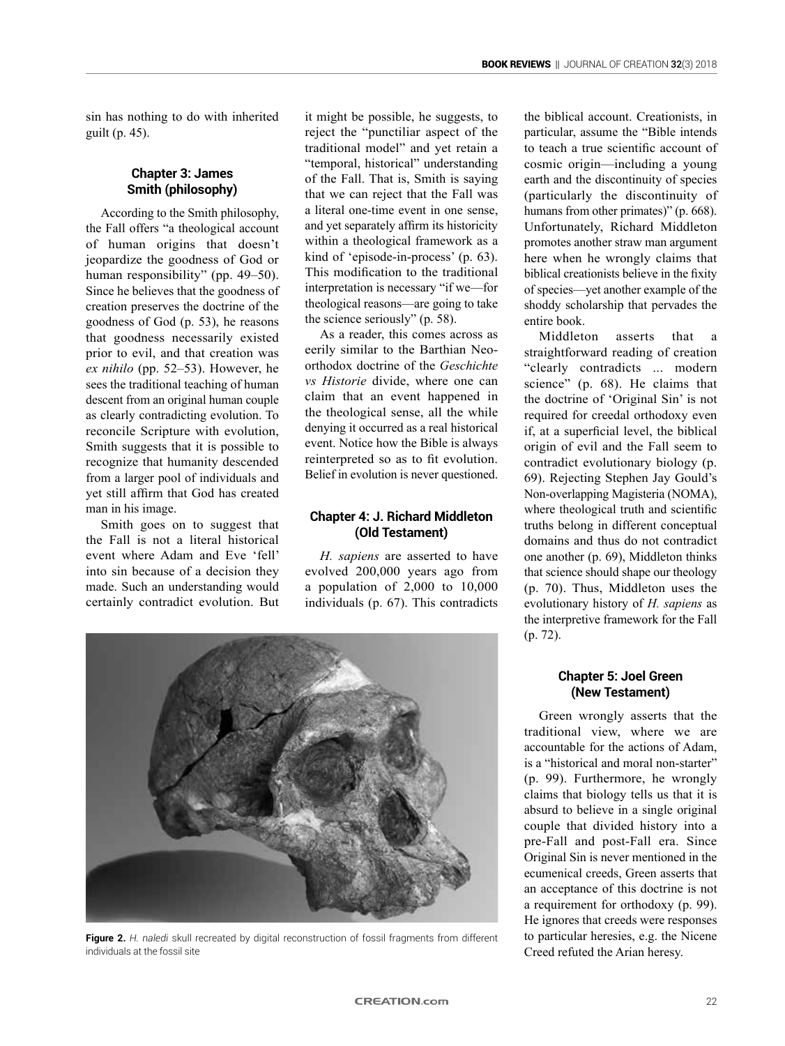sin has nothing to do with inherited guilt (p. 45).

### Chapter 3: James Smith (philosophy)

According to the Smith philosophy, the Fall offers "a theological account of human origins that doesn't jeopardize the goodness of God or human responsibility" (pp. 49–50). Since he believes that the goodness of creation preserves the doctrine of the goodness of God (p. 53), he reasons that goodness necessarily existed prior to evil, and that creation was *ex nihilo* (pp. 52–53). However, he sees the traditional teaching of human descent from an original human couple as clearly contradicting evolution. To reconcile Scripture with evolution, Smith suggests that it is possible to recognize that humanity descended from a larger pool of individuals and yet still affirm that God has created man in his image.

Smith goes on to suggest that the Fall is not a literal historical event where Adam and Eve 'fell' into sin because of a decision they made. Such an understanding would certainly contradict evolution. But it might be possible, he suggests, to reject the "punctiliar aspect of the traditional model" and yet retain a "temporal, historical" understanding of the Fall. That is, Smith is saying that we can reject that the Fall was a literal one-time event in one sense, and yet separately affirm its historicity within a theological framework as a kind of 'episode-in-process' (p. 63). This modification to the traditional interpretation is necessary "if we—for theological reasons—are going to take the science seriously" (p. 58).

As a reader, this comes across as eerily similar to the Barthian Neo-orthodox doctrine of the *Geschichte vs Historie* divide, where one can claim that an event happened in the theological sense, all the while denying it occurred as a real historical event. Notice how the Bible is always reinterpreted so as to fit evolution. Belief in evolution is never questioned.

### Chapter 4: J. Richard Middleton (Old Testament)

*H. sapiens* are asserted to have evolved 200,000 years ago from a population of 2,000 to 10,000 individuals (p. 67). This contradicts the biblical account. Creationists, in particular, assume the "Bible intends to teach a true scientific account of cosmic origin—including a young earth and the discontinuity of species (particularly the discontinuity of humans from other primates)" (p. 668). Unfortunately, Richard Middleton promotes another straw man argument here when he wrongly claims that biblical creationists believe in the fixity of species—yet another example of the shoddy scholarship that pervades the entire book.

Middleton asserts that a straightforward reading of creation "clearly contradicts ... modern science" (p. 68). He claims that the doctrine of 'Original Sin' is not required for creedal orthodoxy even if, at a superficial level, the biblical origin of evil and the Fall seem to contradict evolutionary biology (p. 69). Rejecting Stephen Jay Gould's Non-overlapping Magisteria (NOMA), where theological truth and scientific truths belong in different conceptual domains and thus do not contradict one another (p. 69), Middleton thinks that science should shape our theology (p. 70). Thus, Middleton uses the evolutionary history of *H. sapiens* as the interpretive framework for the Fall (p. 72).

**Figure 2.** *H. naledi* skull recreated by digital reconstruction of fossil fragments from different individuals at the fossil site

### Chapter 5: Joel Green (New Testament)

Green wrongly asserts that the traditional view, where we are accountable for the actions of Adam, is a "historical and moral non-starter" (p. 99). Furthermore, he wrongly claims that biology tells us that it is absurd to believe in a single original couple that divided history into a pre-Fall and post-Fall era. Since Original Sin is never mentioned in the ecumenical creeds, Green asserts that an acceptance of this doctrine is not a requirement for orthodoxy (p. 99). He ignores that creeds were responses to particular heresies, e.g. the Nicene Creed refuted the Arian heresy.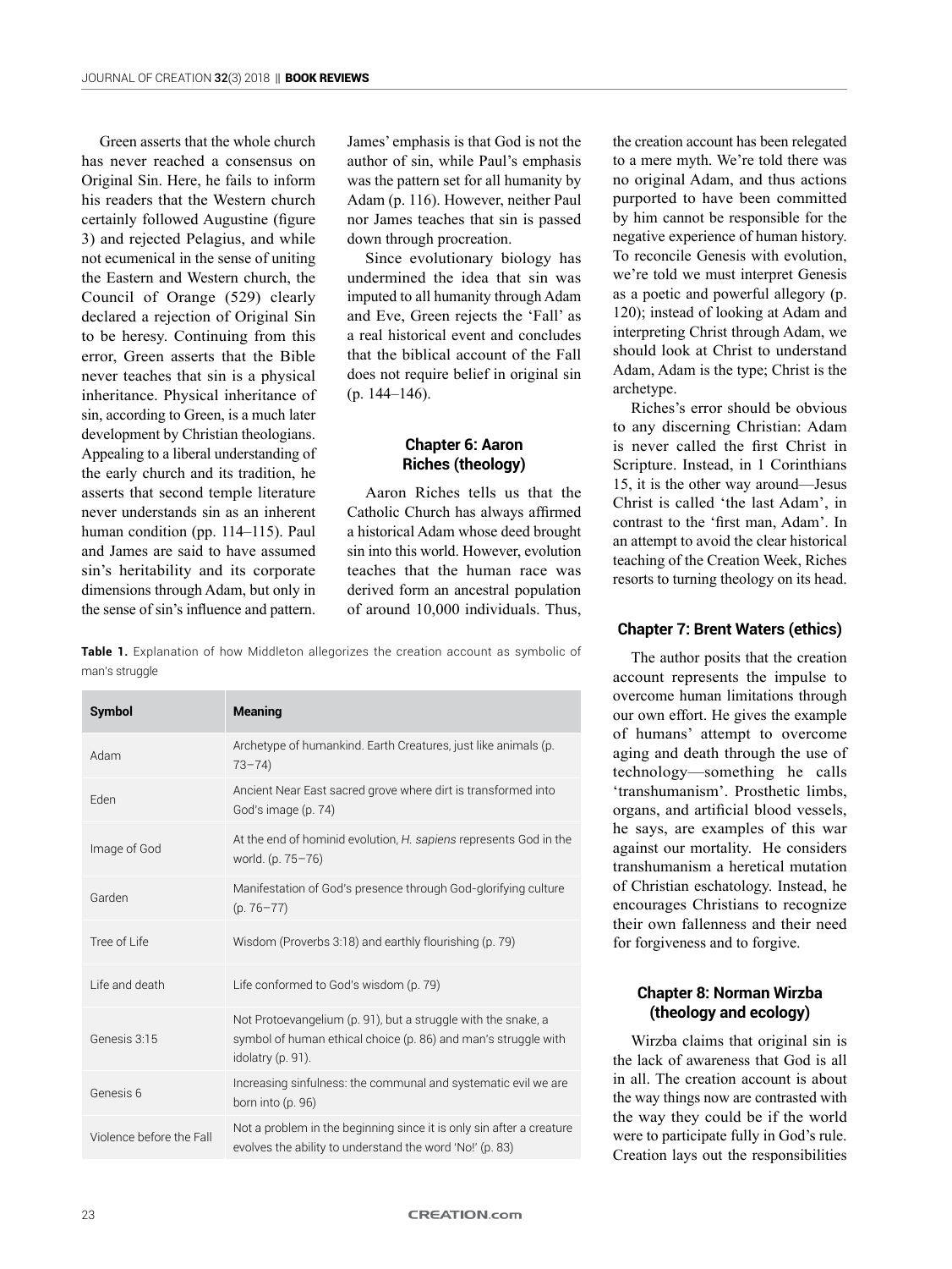Green asserts that the whole church has never reached a consensus on Original Sin. Here, he fails to inform his readers that the Western church certainly followed Augustine (figure 3) and rejected Pelagius, and while not ecumenical in the sense of uniting the Eastern and Western church, the Council of Orange (529) clearly declared a rejection of Original Sin to be heresy. Continuing from this error, Green asserts that the Bible never teaches that sin is a physical inheritance. Physical inheritance of sin, according to Green, is a much later development by Christian theologians. Appealing to a liberal understanding of the early church and its tradition, he asserts that second temple literature never understands sin as an inherent human condition (pp. 114–115). Paul and James are said to have assumed sin's heritability and its corporate dimensions through Adam, but only in the sense of sin's influence and pattern. James' emphasis is that God is not the author of sin, while Paul's emphasis was the pattern set for all humanity by Adam (p. 116). However, neither Paul nor James teaches that sin is passed down through procreation.

Since evolutionary biology has undermined the idea that sin was imputed to all humanity through Adam and Eve, Green rejects the 'Fall' as a real historical event and concludes that the biblical account of the Fall does not require belief in original sin (p. 144–146).

### Chapter 6: Aaron Riches (theology)

Aaron Riches tells us that the Catholic Church has always affirmed a historical Adam whose deed brought sin into this world. However, evolution teaches that the human race was derived form an ancestral population of around 10,000 individuals. Thus, the creation account has been relegated to a mere myth. We're told there was no original Adam, and thus actions purported to have been committed by him cannot be responsible for the negative experience of human history. To reconcile Genesis with evolution, we're told we must interpret Genesis as a poetic and powerful allegory (p. 120); instead of looking at Adam and interpreting Christ through Adam, we should look at Christ to understand Adam, Adam is the type; Christ is the archetype.

Riches's error should be obvious to any discerning Christian: Adam is never called the first Christ in Scripture. Instead, in 1 Corinthians 15, it is the other way around—Jesus Christ is called 'the last Adam', in contrast to the 'first man, Adam'. In an attempt to avoid the clear historical teaching of the Creation Week, Riches resorts to turning theology on its head.

**Table 1.** Explanation of how Middleton allegorizes the creation account as symbolic of man's struggle

| Symbol | Meaning |
| --- | --- |
| Adam | Archetype of humankind. Earth Creatures, just like animals (p. 73–74) |
| Eden | Ancient Near East sacred grove where dirt is transformed into God's image (p. 74) |
| Image of God | At the end of hominid evolution, *H. sapiens* represents God in the world. (p. 75–76) |
| Garden | Manifestation of God's presence through God-glorifying culture (p. 76–77) |
| Tree of Life | Wisdom (Proverbs 3:18) and earthly flourishing (p. 79) |
| Life and death | Life conformed to God's wisdom (p. 79) |
| Genesis 3:15 | Not Protoevangelium (p. 91), but a struggle with the snake, a symbol of human ethical choice (p. 86) and man's struggle with idolatry (p. 91). |
| Genesis 6 | Increasing sinfulness: the communal and systematic evil we are born into (p. 96) |
| Violence before the Fall | Not a problem in the beginning since it is only sin after a creature evolves the ability to understand the word 'No!' (p. 83) |

### Chapter 7: Brent Waters (ethics)

The author posits that the creation account represents the impulse to overcome human limitations through our own effort. He gives the example of humans' attempt to overcome aging and death through the use of technology—something he calls 'transhumanism'. Prosthetic limbs, organs, and artificial blood vessels, he says, are examples of this war against our mortality. He considers transhumanism a heretical mutation of Christian eschatology. Instead, he encourages Christians to recognize their own fallenness and their need for forgiveness and to forgive.

### Chapter 8: Norman Wirzba (theology and ecology)

Wirzba claims that original sin is the lack of awareness that God is all in all. The creation account is about the way things now are contrasted with the way they could be if the world were to participate fully in God's rule. Creation lays out the responsibilities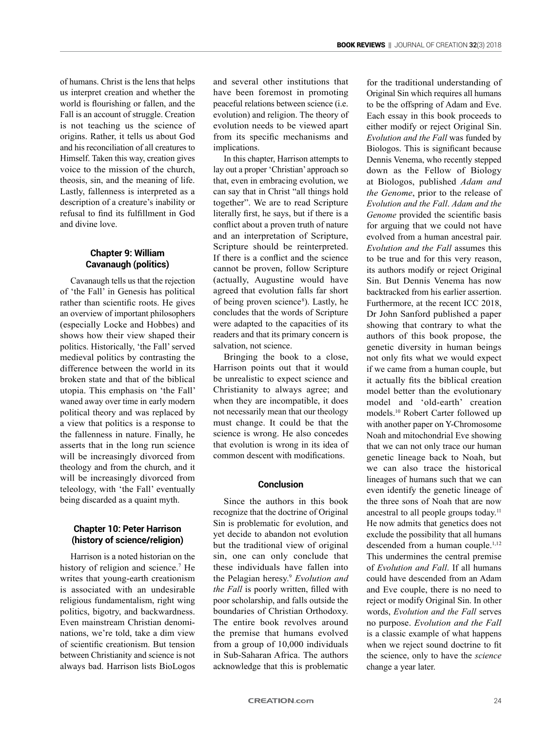of humans. Christ is the lens that helps us interpret creation and whether the world is flourishing or fallen, and the Fall is an account of struggle. Creation is not teaching us the science of origins. Rather, it tells us about God and his reconciliation of all creatures to Himself. Taken this way, creation gives voice to the mission of the church, theosis, sin, and the meaning of life. Lastly, fallenness is interpreted as a description of a creature's inability or refusal to find its fulfillment in God and divine love.

### Chapter 9: William Cavanaugh (politics)

Cavanaugh tells us that the rejection of 'the Fall' in Genesis has political rather than scientific roots. He gives an overview of important philosophers (especially Locke and Hobbes) and shows how their view shaped their politics. Historically, 'the Fall' served medieval politics by contrasting the difference between the world in its broken state and that of the biblical utopia. This emphasis on 'the Fall' waned away over time in early modern political theory and was replaced by a view that politics is a response to the fallenness in nature. Finally, he asserts that in the long run science will be increasingly divorced from theology and from the church, and it will be increasingly divorced from teleology, with 'the Fall' eventually being discarded as a quaint myth.

### Chapter 10: Peter Harrison (history of science/religion)

Harrison is a noted historian on the history of religion and science.[7] He writes that young-earth creationism is associated with an undesirable religious fundamentalism, right wing politics, bigotry, and backwardness. Even mainstream Christian denominations, we're told, take a dim view of scientific creationism. But tension between Christianity and science is not always bad. Harrison lists BioLogos and several other institutions that have been foremost in promoting peaceful relations between science (i.e. evolution) and religion. The theory of evolution needs to be viewed apart from its specific mechanisms and implications.

In this chapter, Harrison attempts to lay out a proper 'Christian' approach so that, even in embracing evolution, we can say that in Christ "all things hold together". We are to read Scripture literally first, he says, but if there is a conflict about a proven truth of nature and an interpretation of Scripture, Scripture should be reinterpreted. If there is a conflict and the science cannot be proven, follow Scripture (actually, Augustine would have agreed that evolution falls far short of being proven science[8]). Lastly, he concludes that the words of Scripture were adapted to the capacities of its readers and that its primary concern is salvation, not science.

Bringing the book to a close, Harrison points out that it would be unrealistic to expect science and Christianity to always agree; and when they are incompatible, it does not necessarily mean that our theology must change. It could be that the science is wrong. He also concedes that evolution is wrong in its idea of common descent with modifications.

### Conclusion

Since the authors in this book recognize that the doctrine of Original Sin is problematic for evolution, and yet decide to abandon not evolution but the traditional view of original sin, one can only conclude that these individuals have fallen into the Pelagian heresy.[9] *Evolution and the Fall* is poorly written, filled with poor scholarship, and falls outside the boundaries of Christian Orthodoxy. The entire book revolves around the premise that humans evolved from a group of 10,000 individuals in Sub-Saharan Africa. The authors acknowledge that this is problematic for the traditional understanding of Original Sin which requires all humans to be the offspring of Adam and Eve. Each essay in this book proceeds to either modify or reject Original Sin. *Evolution and the Fall* was funded by Biologos. This is significant because Dennis Venema, who recently stepped down as the Fellow of Biology at Biologos, published *Adam and the Genome*, prior to the release of *Evolution and the Fall*. *Adam and the Genome* provided the scientific basis for arguing that we could not have evolved from a human ancestral pair. *Evolution and the Fall* assumes this to be true and for this very reason, its authors modify or reject Original Sin. But Dennis Venema has now backtracked from his earlier assertion. Furthermore, at the recent ICC 2018, Dr John Sanford published a paper showing that contrary to what the authors of this book propose, the genetic diversity in human beings not only fits what we would expect if we came from a human couple, but it actually fits the biblical creation model better than the evolutionary model and 'old-earth' creation models.[10] Robert Carter followed up with another paper on Y-Chromosome Noah and mitochondrial Eve showing that we can not only trace our human genetic lineage back to Noah, but we can also trace the historical lineages of humans such that we can even identify the genetic lineage of the three sons of Noah that are now ancestral to all people groups today.[11] He now admits that genetics does not exclude the possibility that all humans descended from a human couple.[1,12] This undermines the central premise of *Evolution and Fall*. If all humans could have descended from an Adam and Eve couple, there is no need to reject or modify Original Sin. In other words, *Evolution and the Fall* serves no purpose. *Evolution and the Fall* is a classic example of what happens when we reject sound doctrine to fit the science, only to have the *science* change a year later.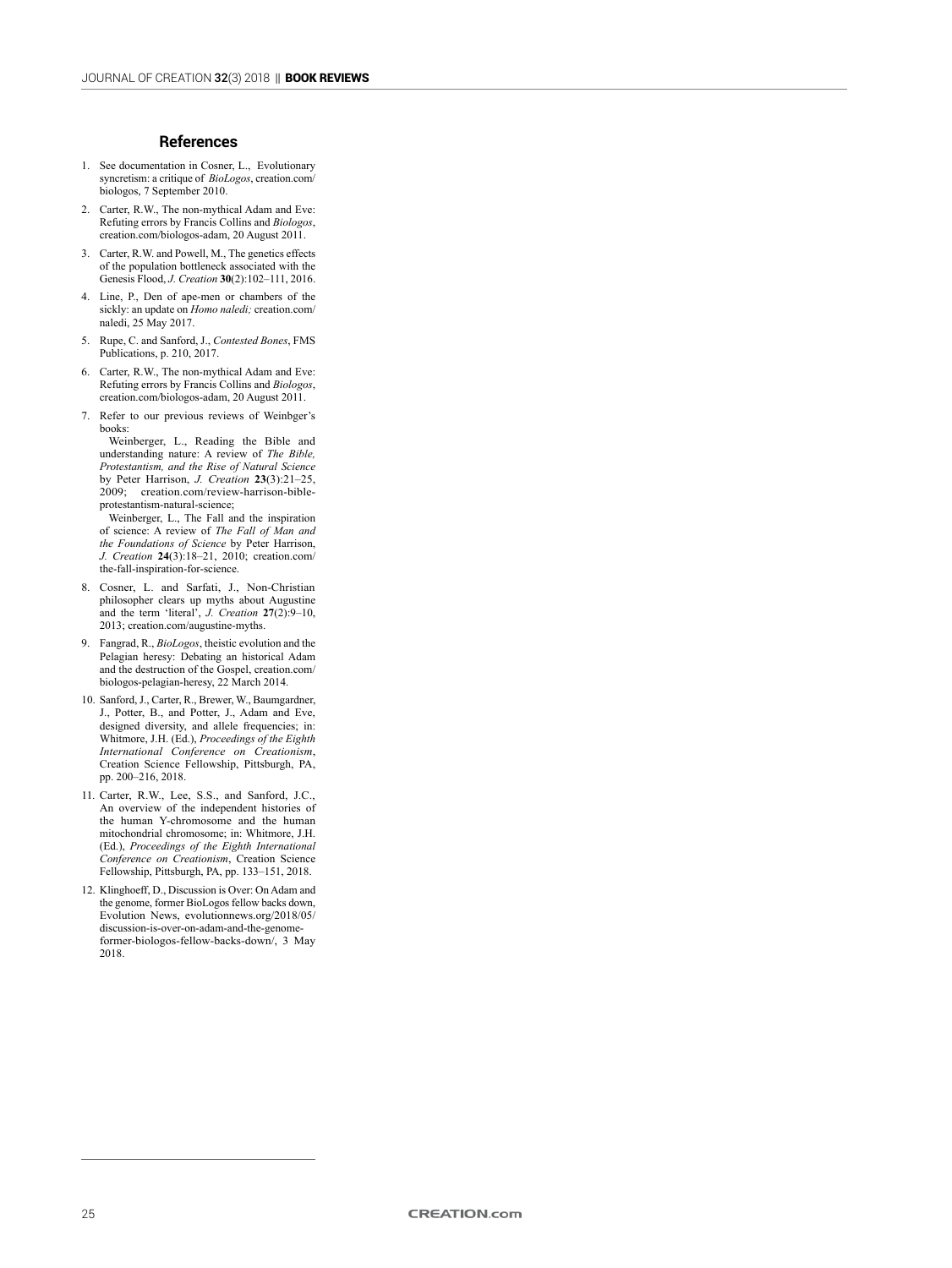## References

1. See documentation in Cosner, L., Evolutionary syncretism: a critique of *BioLogos*, creation.com/biologos, 7 September 2010.
2. Carter, R.W., The non-mythical Adam and Eve: Refuting errors by Francis Collins and *Biologos*, creation.com/biologos-adam, 20 August 2011.
3. Carter, R.W. and Powell, M., The genetics effects of the population bottleneck associated with the Genesis Flood, *J. Creation* **30**(2):102–111, 2016.
4. Line, P., Den of ape-men or chambers of the sickly: an update on *Homo naledi;* creation.com/naledi, 25 May 2017.
5. Rupe, C. and Sanford, J., *Contested Bones*, FMS Publications, p. 210, 2017.
6. Carter, R.W., The non-mythical Adam and Eve: Refuting errors by Francis Collins and *Biologos*, creation.com/biologos-adam, 20 August 2011.
7. Refer to our previous reviews of Weinbger's books:
   Weinberger, L., Reading the Bible and understanding nature: A review of *The Bible, Protestantism, and the Rise of Natural Science* by Peter Harrison, *J. Creation* **23**(3):21–25, 2009; creation.com/review-harrison-bible-protestantism-natural-science;
   Weinberger, L., The Fall and the inspiration of science: A review of *The Fall of Man and the Foundations of Science* by Peter Harrison, *J. Creation* **24**(3):18–21, 2010; creation.com/the-fall-inspiration-for-science.
8. Cosner, L. and Sarfati, J., Non-Christian philosopher clears up myths about Augustine and the term 'literal', *J. Creation* **27**(2):9–10, 2013; creation.com/augustine-myths.
9. Fangrad, R., *BioLogos*, theistic evolution and the Pelagian heresy: Debating an historical Adam and the destruction of the Gospel, creation.com/biologos-pelagian-heresy, 22 March 2014.
10. Sanford, J., Carter, R., Brewer, W., Baumgardner, J., Potter, B., and Potter, J., Adam and Eve, designed diversity, and allele frequencies; in: Whitmore, J.H. (Ed.), *Proceedings of the Eighth International Conference on Creationism*, Creation Science Fellowship, Pittsburgh, PA, pp. 200–216, 2018.
11. Carter, R.W., Lee, S.S., and Sanford, J.C., An overview of the independent histories of the human Y-chromosome and the human mitochondrial chromosome; in: Whitmore, J.H. (Ed.), *Proceedings of the Eighth International Conference on Creationism*, Creation Science Fellowship, Pittsburgh, PA, pp. 133–151, 2018.
12. Klinghoeff, D., Discussion is Over: On Adam and the genome, former BioLogos fellow backs down, Evolution News, evolutionnews.org/2018/05/discussion-is-over-on-adam-and-the-genome-former-biologos-fellow-backs-down/, 3 May 2018.